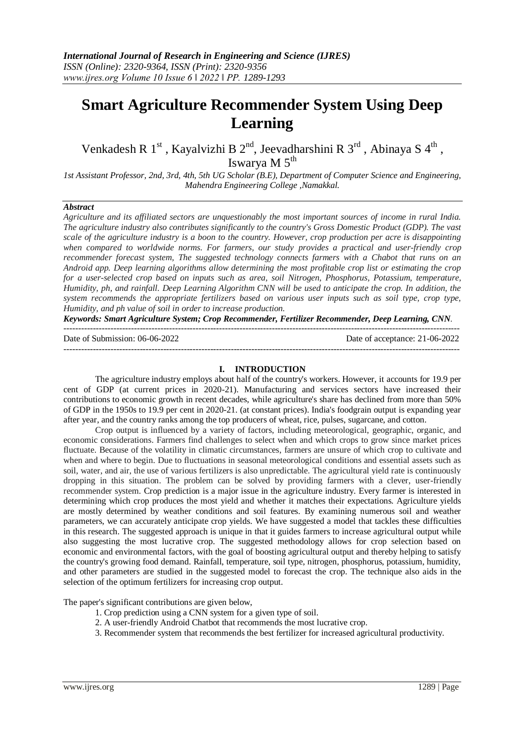# Smart Agriculture Recommender System Using Deep Learning

Venkadesh R 1[st] , Kayalvizhi B 2[nd], Jeevadharshini R 3[rd] , Abinaya S 4[th] , Iswarya M 5[th]

*1st Assistant Professor, 2nd, 3rd, 4th, 5th UG Scholar (B.E), Department of Computer Science and Engineering, Mahendra Engineering College ,Namakkal.*

***Abstract***

*Agriculture and its affiliated sectors are unquestionably the most important sources of income in rural India. The agriculture industry also contributes significantly to the country's Gross Domestic Product (GDP). The vast scale of the agriculture industry is a boon to the country. However, crop production per acre is disappointing when compared to worldwide norms. For farmers, our study provides a practical and user-friendly crop recommender forecast system, The suggested technology connects farmers with a Chabot that runs on an Android app. Deep learning algorithms allow determining the most profitable crop list or estimating the crop for a user-selected crop based on inputs such as area, soil Nitrogen, Phosphorus, Potassium, temperature, Humidity, ph, and rainfall. Deep Learning Algorithm CNN will be used to anticipate the crop. In addition, the system recommends the appropriate fertilizers based on various user inputs such as soil type, crop type, Humidity, and ph value of soil in order to increase production.*

***Keywords: Smart Agriculture System; Crop Recommender, Fertilizer Recommender, Deep Learning, CNN.***

Date of Submission: 06-06-2022 Date of acceptance: 21-06-2022

## I. INTRODUCTION

The agriculture industry employs about half of the country's workers. However, it accounts for 19.9 per cent of GDP (at current prices in 2020-21). Manufacturing and services sectors have increased their contributions to economic growth in recent decades, while agriculture's share has declined from more than 50% of GDP in the 1950s to 19.9 per cent in 2020-21. (at constant prices). India's foodgrain output is expanding year after year, and the country ranks among the top producers of wheat, rice, pulses, sugarcane, and cotton.

Crop output is influenced by a variety of factors, including meteorological, geographic, organic, and economic considerations. Farmers find challenges to select when and which crops to grow since market prices fluctuate. Because of the volatility in climatic circumstances, farmers are unsure of which crop to cultivate and when and where to begin. Due to fluctuations in seasonal meteorological conditions and essential assets such as soil, water, and air, the use of various fertilizers is also unpredictable. The agricultural yield rate is continuously dropping in this situation. The problem can be solved by providing farmers with a clever, user-friendly recommender system. Crop prediction is a major issue in the agriculture industry. Every farmer is interested in determining which crop produces the most yield and whether it matches their expectations. Agriculture yields are mostly determined by weather conditions and soil features. By examining numerous soil and weather parameters, we can accurately anticipate crop yields. We have suggested a model that tackles these difficulties in this research. The suggested approach is unique in that it guides farmers to increase agricultural output while also suggesting the most lucrative crop. The suggested methodology allows for crop selection based on economic and environmental factors, with the goal of boosting agricultural output and thereby helping to satisfy the country's growing food demand. Rainfall, temperature, soil type, nitrogen, phosphorus, potassium, humidity, and other parameters are studied in the suggested model to forecast the crop. The technique also aids in the selection of the optimum fertilizers for increasing crop output.

The paper's significant contributions are given below,

1. Crop prediction using a CNN system for a given type of soil.
2. A user-friendly Android Chatbot that recommends the most lucrative crop.
3. Recommender system that recommends the best fertilizer for increased agricultural productivity.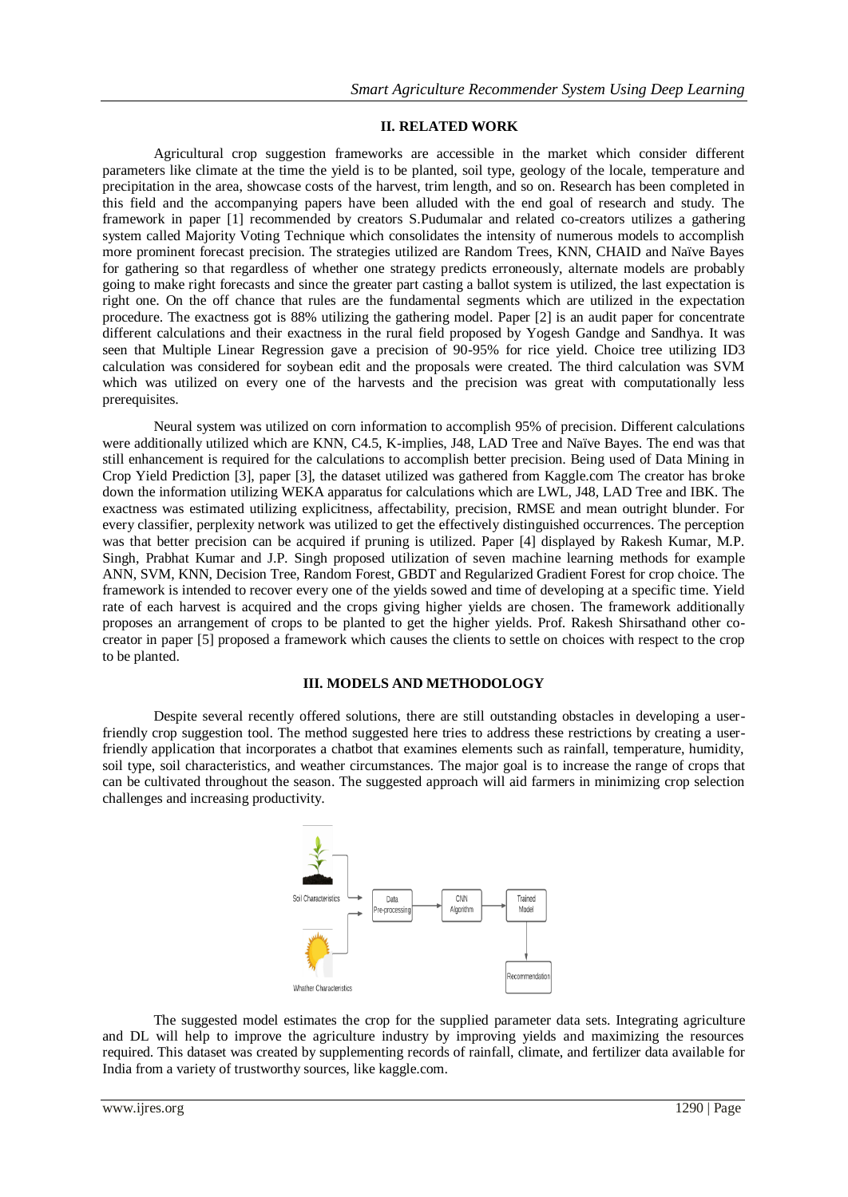## II. RELATED WORK

Agricultural crop suggestion frameworks are accessible in the market which consider different parameters like climate at the time the yield is to be planted, soil type, geology of the locale, temperature and precipitation in the area, showcase costs of the harvest, trim length, and so on. Research has been completed in this field and the accompanying papers have been alluded with the end goal of research and study. The framework in paper [1] recommended by creators S.Pudumalar and related co-creators utilizes a gathering system called Majority Voting Technique which consolidates the intensity of numerous models to accomplish more prominent forecast precision. The strategies utilized are Random Trees, KNN, CHAID and Naïve Bayes for gathering so that regardless of whether one strategy predicts erroneously, alternate models are probably going to make right forecasts and since the greater part casting a ballot system is utilized, the last expectation is right one. On the off chance that rules are the fundamental segments which are utilized in the expectation procedure. The exactness got is 88% utilizing the gathering model. Paper [2] is an audit paper for concentrate different calculations and their exactness in the rural field proposed by Yogesh Gandge and Sandhya. It was seen that Multiple Linear Regression gave a precision of 90-95% for rice yield. Choice tree utilizing ID3 calculation was considered for soybean edit and the proposals were created. The third calculation was SVM which was utilized on every one of the harvests and the precision was great with computationally less prerequisites.

Neural system was utilized on corn information to accomplish 95% of precision. Different calculations were additionally utilized which are KNN, C4.5, K-implies, J48, LAD Tree and Naïve Bayes. The end was that still enhancement is required for the calculations to accomplish better precision. Being used of Data Mining in Crop Yield Prediction [3], paper [3], the dataset utilized was gathered from Kaggle.com The creator has broke down the information utilizing WEKA apparatus for calculations which are LWL, J48, LAD Tree and IBK. The exactness was estimated utilizing explicitness, affectability, precision, RMSE and mean outright blunder. For every classifier, perplexity network was utilized to get the effectively distinguished occurrences. The perception was that better precision can be acquired if pruning is utilized. Paper [4] displayed by Rakesh Kumar, M.P. Singh, Prabhat Kumar and J.P. Singh proposed utilization of seven machine learning methods for example ANN, SVM, KNN, Decision Tree, Random Forest, GBDT and Regularized Gradient Forest for crop choice. The framework is intended to recover every one of the yields sowed and time of developing at a specific time. Yield rate of each harvest is acquired and the crops giving higher yields are chosen. The framework additionally proposes an arrangement of crops to be planted to get the higher yields. Prof. Rakesh Shirsathand other co-creator in paper [5] proposed a framework which causes the clients to settle on choices with respect to the crop to be planted.

## III. MODELS AND METHODOLOGY

Despite several recently offered solutions, there are still outstanding obstacles in developing a user-friendly crop suggestion tool. The method suggested here tries to address these restrictions by creating a user-friendly application that incorporates a chatbot that examines elements such as rainfall, temperature, humidity, soil type, soil characteristics, and weather circumstances. The major goal is to increase the range of crops that can be cultivated throughout the season. The suggested approach will aid farmers in minimizing crop selection challenges and increasing productivity.

Soil Characteristics → Data Pre-processing → CNN Algorithm → Trained Model → Recommendation

Whather Characteristics

The suggested model estimates the crop for the supplied parameter data sets. Integrating agriculture and DL will help to improve the agriculture industry by improving yields and maximizing the resources required. This dataset was created by supplementing records of rainfall, climate, and fertilizer data available for India from a variety of trustworthy sources, like kaggle.com.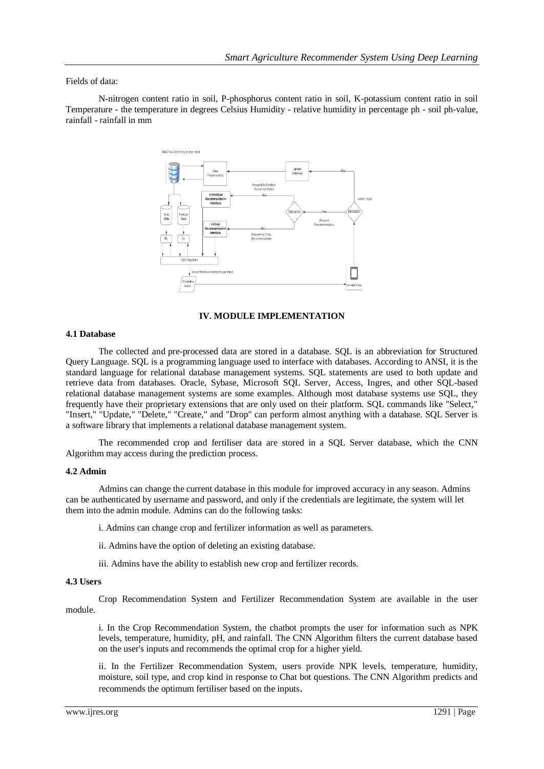Fields of data:

N-nitrogen content ratio in soil, P-phosphorus content ratio in soil, K-potassium content ratio in soil Temperature - the temperature in degrees Celsius Humidity - relative humidity in percentage ph - soil ph-value, rainfall - rainfall in mm

## IV. MODULE IMPLEMENTATION

### 4.1 Database

The collected and pre-processed data are stored in a database. SQL is an abbreviation for Structured Query Language. SQL is a programming language used to interface with databases. According to ANSI, it is the standard language for relational database management systems. SQL statements are used to both update and retrieve data from databases. Oracle, Sybase, Microsoft SQL Server, Access, Ingres, and other SQL-based relational database management systems are some examples. Although most database systems use SQL, they frequently have their proprietary extensions that are only used on their platform. SQL commands like "Select," "Insert," "Update," "Delete," "Create," and "Drop" can perform almost anything with a database. SQL Server is a software library that implements a relational database management system.

The recommended crop and fertiliser data are stored in a SQL Server database, which the CNN Algorithm may access during the prediction process.

### 4.2 Admin

Admins can change the current database in this module for improved accuracy in any season. Admins can be authenticated by username and password, and only if the credentials are legitimate, the system will let them into the admin module. Admins can do the following tasks:

i. Admins can change crop and fertilizer information as well as parameters.

ii. Admins have the option of deleting an existing database.

iii. Admins have the ability to establish new crop and fertilizer records.

### 4.3 Users

Crop Recommendation System and Fertilizer Recommendation System are available in the user module.

i. In the Crop Recommendation System, the chatbot prompts the user for information such as NPK levels, temperature, humidity, pH, and rainfall. The CNN Algorithm filters the current database based on the user's inputs and recommends the optimal crop for a higher yield.

ii. In the Fertilizer Recommendation System, users provide NPK levels, temperature, humidity, moisture, soil type, and crop kind in response to Chat bot questions. The CNN Algorithm predicts and recommends the optimum fertiliser based on the inputs.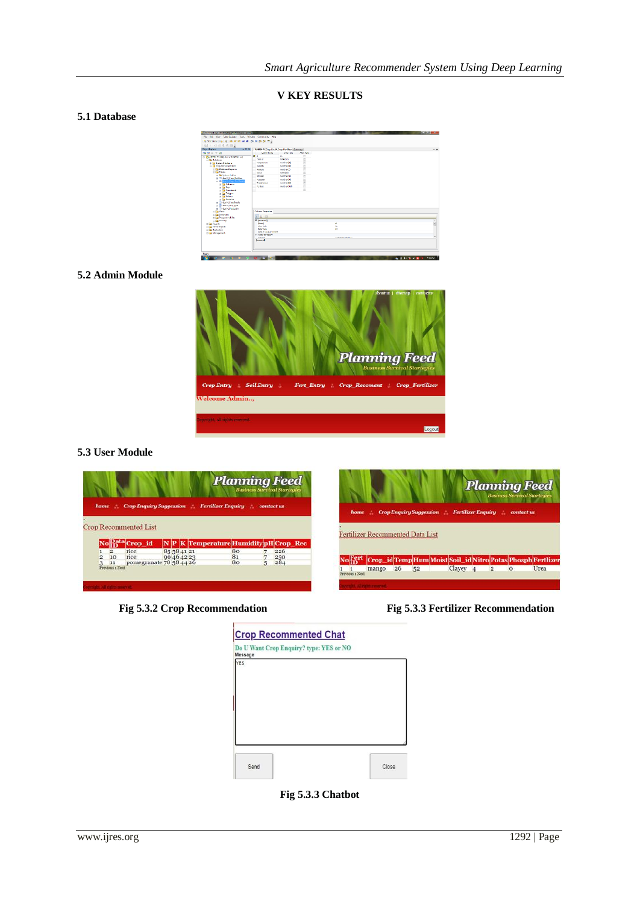## V KEY RESULTS

### 5.1 Database

### 5.2 Admin Module

### 5.3 User Module

Fig 5.3.2 Crop Recommendation

Fig 5.3.3 Fertilizer Recommendation

Fig 5.3.3 Chatbot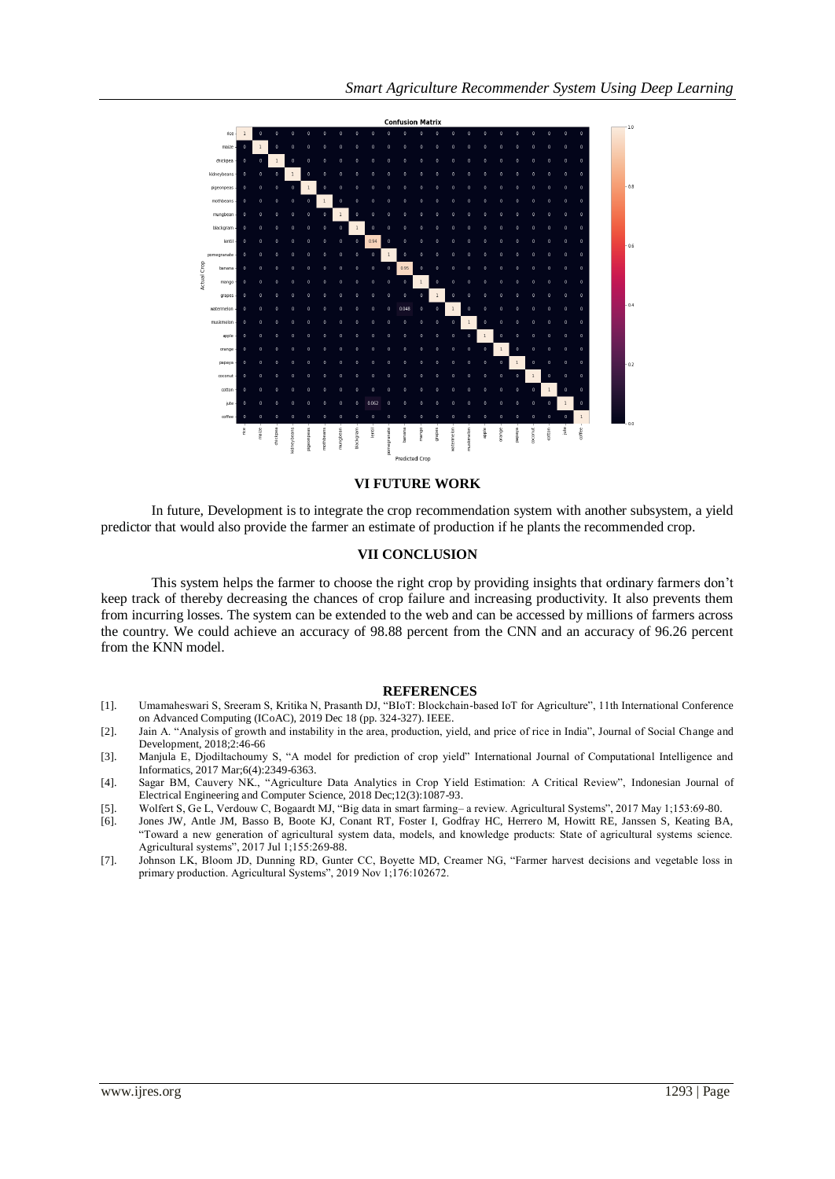Confusion Matrix

Actual Crop

rice, maize, chickpea, kidneybeans, pigeonpeas, mothbeans, mungbean, blackgram, lentil, pomegranate, banana, mango, grapes, watermelon, muskmelon, apple, orange, papaya, coconut, cotton, jute, coffee

Predicted Crop

rice, maize, chickpea, kidneybeans, pigeonpeas, mothbeans, mungbean, blackgram, lentil, pomegranate, banana, mango, grapes, watermelon, muskmelon, apple, orange, papaya, coconut, cotton, jute, coffee

1.0
0.8
0.6
0.4
0.2
0.0

## VI FUTURE WORK

In future, Development is to integrate the crop recommendation system with another subsystem, a yield predictor that would also provide the farmer an estimate of production if he plants the recommended crop.

## VII CONCLUSION

This system helps the farmer to choose the right crop by providing insights that ordinary farmers don't keep track of thereby decreasing the chances of crop failure and increasing productivity. It also prevents them from incurring losses. The system can be extended to the web and can be accessed by millions of farmers across the country. We could achieve an accuracy of 98.88 percent from the CNN and an accuracy of 96.26 percent from the KNN model.

## REFERENCES

[1]. Umamaheswari S, Sreeram S, Kritika N, Prasanth DJ, "BIoT: Blockchain-based IoT for Agriculture", 11th International Conference on Advanced Computing (ICoAC), 2019 Dec 18 (pp. 324-327). IEEE.

[2]. Jain A. "Analysis of growth and instability in the area, production, yield, and price of rice in India", Journal of Social Change and Development, 2018;2:46-66

[3]. Manjula E, Djodiltachoumy S, "A model for prediction of crop yield" International Journal of Computational Intelligence and Informatics, 2017 Mar;6(4):2349-6363.

[4]. Sagar BM, Cauvery NK., "Agriculture Data Analytics in Crop Yield Estimation: A Critical Review", Indonesian Journal of Electrical Engineering and Computer Science, 2018 Dec;12(3):1087-93.

[5]. Wolfert S, Ge L, Verdouw C, Bogaardt MJ, "Big data in smart farming– a review. Agricultural Systems", 2017 May 1;153:69-80.

[6]. Jones JW, Antle JM, Basso B, Boote KJ, Conant RT, Foster I, Godfray HC, Herrero M, Howitt RE, Janssen S, Keating BA, "Toward a new generation of agricultural system data, models, and knowledge products: State of agricultural systems science. Agricultural systems", 2017 Jul 1;155:269-88.

[7]. Johnson LK, Bloom JD, Dunning RD, Gunter CC, Boyette MD, Creamer NG, "Farmer harvest decisions and vegetable loss in primary production. Agricultural Systems", 2019 Nov 1;176:102672.